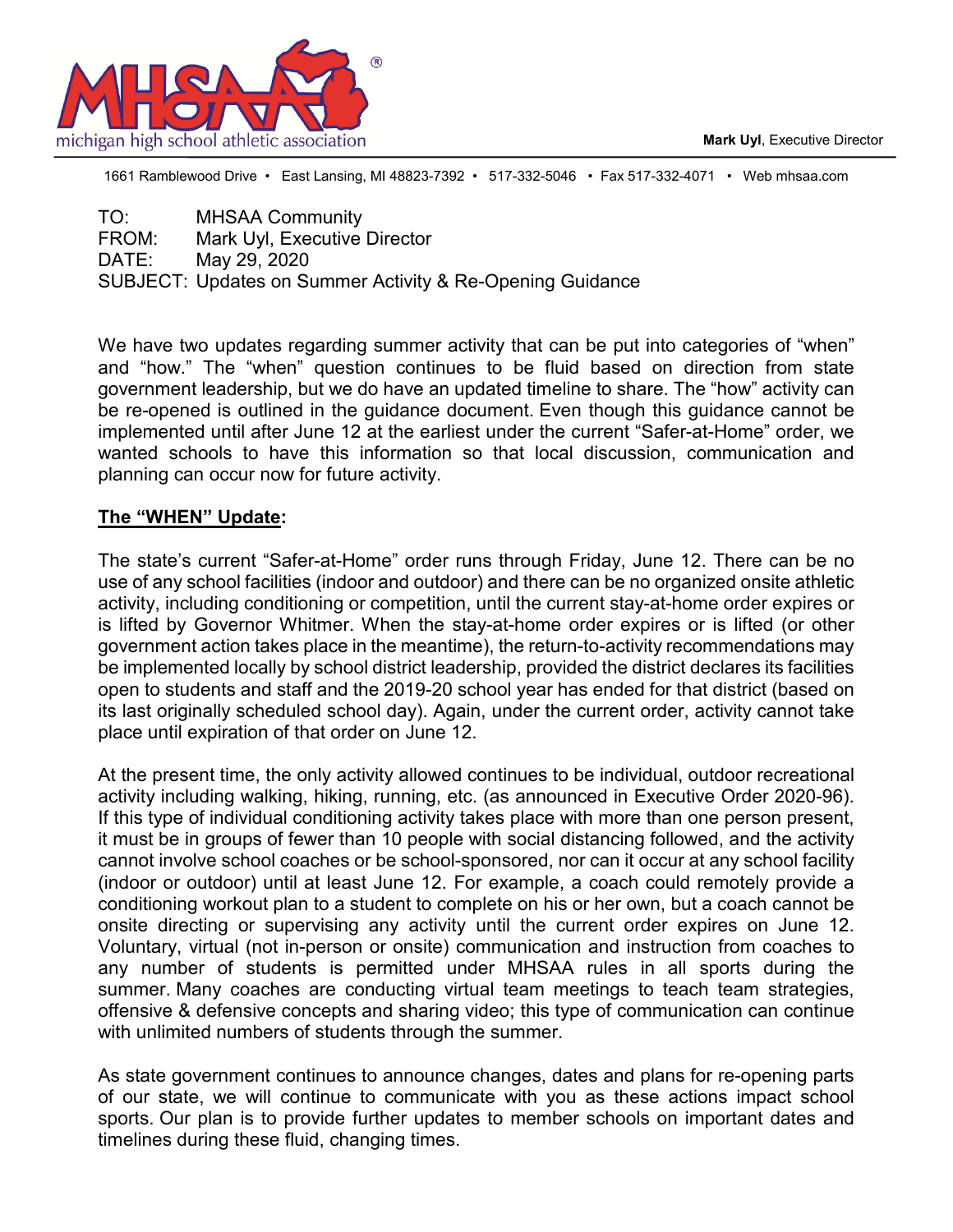michigan high school athletic association

**Mark Uyl**, Executive Director

1661 Ramblewood Drive • East Lansing, MI 48823-7392 • 517-332-5046 • Fax 517-332-4071 • Web mhsaa.com

TO: MHSAA Community
FROM: Mark Uyl, Executive Director
DATE: May 29, 2020
SUBJECT: Updates on Summer Activity & Re-Opening Guidance

We have two updates regarding summer activity that can be put into categories of "when" and "how." The "when" question continues to be fluid based on direction from state government leadership, but we do have an updated timeline to share. The "how" activity can be re-opened is outlined in the guidance document. Even though this guidance cannot be implemented until after June 12 at the earliest under the current "Safer-at-Home" order, we wanted schools to have this information so that local discussion, communication and planning can occur now for future activity.

**The "WHEN" Update:**

The state's current "Safer-at-Home" order runs through Friday, June 12. There can be no use of any school facilities (indoor and outdoor) and there can be no organized onsite athletic activity, including conditioning or competition, until the current stay-at-home order expires or is lifted by Governor Whitmer. When the stay-at-home order expires or is lifted (or other government action takes place in the meantime), the return-to-activity recommendations may be implemented locally by school district leadership, provided the district declares its facilities open to students and staff and the 2019-20 school year has ended for that district (based on its last originally scheduled school day). Again, under the current order, activity cannot take place until expiration of that order on June 12.

At the present time, the only activity allowed continues to be individual, outdoor recreational activity including walking, hiking, running, etc. (as announced in Executive Order 2020-96). If this type of individual conditioning activity takes place with more than one person present, it must be in groups of fewer than 10 people with social distancing followed, and the activity cannot involve school coaches or be school-sponsored, nor can it occur at any school facility (indoor or outdoor) until at least June 12. For example, a coach could remotely provide a conditioning workout plan to a student to complete on his or her own, but a coach cannot be onsite directing or supervising any activity until the current order expires on June 12. Voluntary, virtual (not in-person or onsite) communication and instruction from coaches to any number of students is permitted under MHSAA rules in all sports during the summer. Many coaches are conducting virtual team meetings to teach team strategies, offensive & defensive concepts and sharing video; this type of communication can continue with unlimited numbers of students through the summer.

As state government continues to announce changes, dates and plans for re-opening parts of our state, we will continue to communicate with you as these actions impact school sports. Our plan is to provide further updates to member schools on important dates and timelines during these fluid, changing times.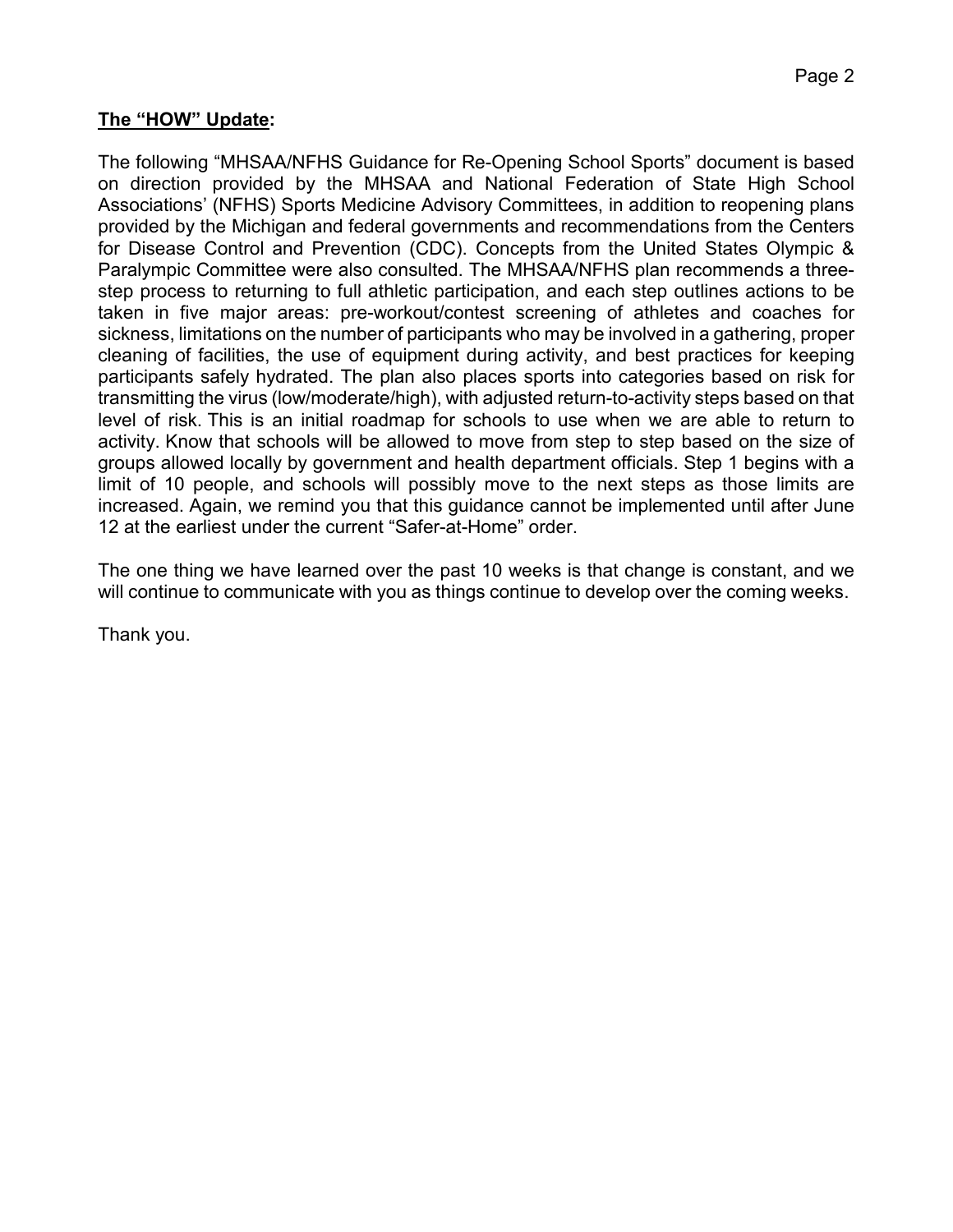**The "HOW" Update:**

The following "MHSAA/NFHS Guidance for Re-Opening School Sports" document is based on direction provided by the MHSAA and National Federation of State High School Associations' (NFHS) Sports Medicine Advisory Committees, in addition to reopening plans provided by the Michigan and federal governments and recommendations from the Centers for Disease Control and Prevention (CDC). Concepts from the United States Olympic & Paralympic Committee were also consulted. The MHSAA/NFHS plan recommends a three-step process to returning to full athletic participation, and each step outlines actions to be taken in five major areas: pre-workout/contest screening of athletes and coaches for sickness, limitations on the number of participants who may be involved in a gathering, proper cleaning of facilities, the use of equipment during activity, and best practices for keeping participants safely hydrated. The plan also places sports into categories based on risk for transmitting the virus (low/moderate/high), with adjusted return-to-activity steps based on that level of risk. This is an initial roadmap for schools to use when we are able to return to activity. Know that schools will be allowed to move from step to step based on the size of groups allowed locally by government and health department officials. Step 1 begins with a limit of 10 people, and schools will possibly move to the next steps as those limits are increased. Again, we remind you that this guidance cannot be implemented until after June 12 at the earliest under the current "Safer-at-Home" order.

The one thing we have learned over the past 10 weeks is that change is constant, and we will continue to communicate with you as things continue to develop over the coming weeks.

Thank you.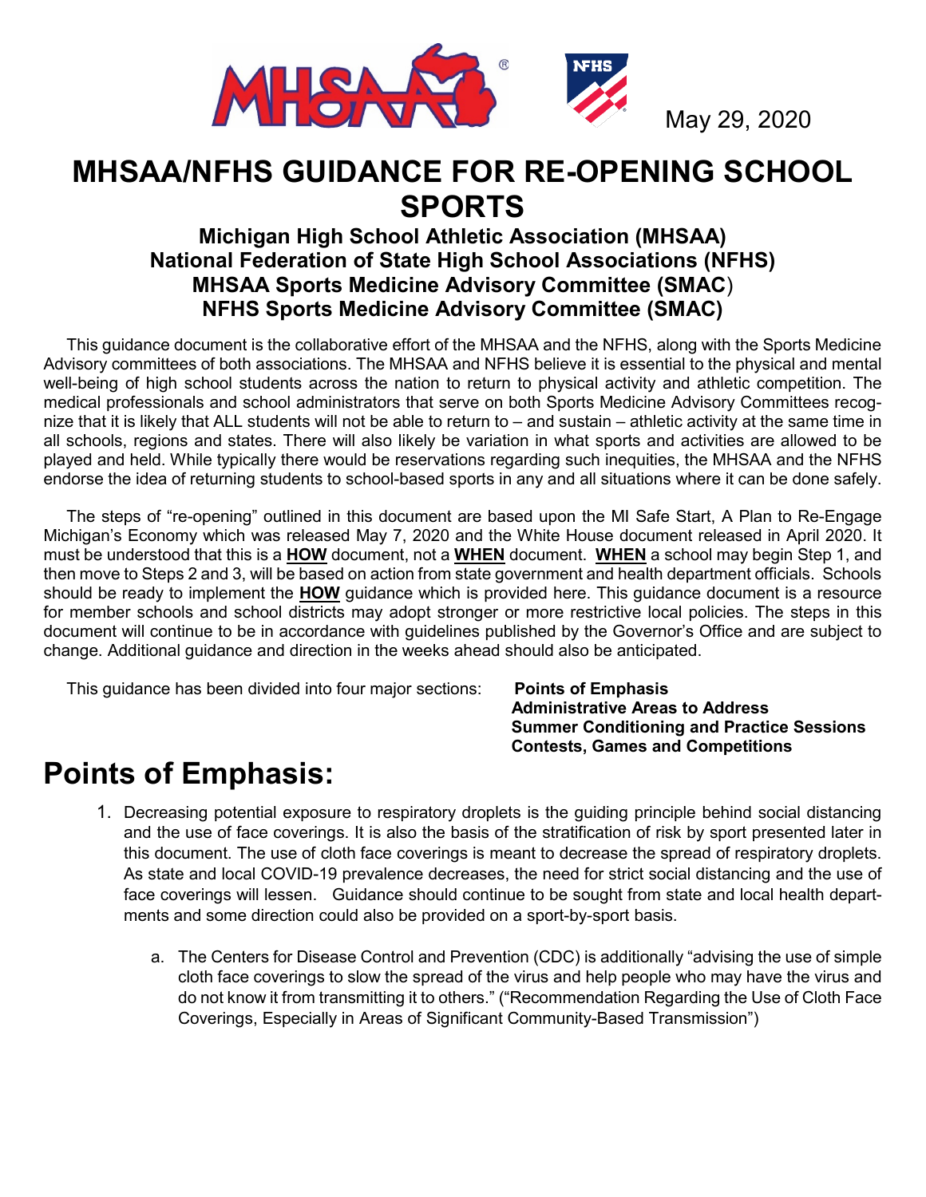May 29, 2020

# MHSAA/NFHS GUIDANCE FOR RE-OPENING SCHOOL SPORTS

### Michigan High School Athletic Association (MHSAA)
### National Federation of State High School Associations (NFHS)
### MHSAA Sports Medicine Advisory Committee (SMAC)
### NFHS Sports Medicine Advisory Committee (SMAC)

This guidance document is the collaborative effort of the MHSAA and the NFHS, along with the Sports Medicine Advisory committees of both associations. The MHSAA and NFHS believe it is essential to the physical and mental well-being of high school students across the nation to return to physical activity and athletic competition. The medical professionals and school administrators that serve on both Sports Medicine Advisory Committees recognize that it is likely that ALL students will not be able to return to – and sustain – athletic activity at the same time in all schools, regions and states. There will also likely be variation in what sports and activities are allowed to be played and held. While typically there would be reservations regarding such inequities, the MHSAA and the NFHS endorse the idea of returning students to school-based sports in any and all situations where it can be done safely.

The steps of "re-opening" outlined in this document are based upon the MI Safe Start, A Plan to Re-Engage Michigan's Economy which was released May 7, 2020 and the White House document released in April 2020. It must be understood that this is a **HOW** document, not a **WHEN** document. **WHEN** a school may begin Step 1, and then move to Steps 2 and 3, will be based on action from state government and health department officials. Schools should be ready to implement the **HOW** guidance which is provided here. This guidance document is a resource for member schools and school districts may adopt stronger or more restrictive local policies. The steps in this document will continue to be in accordance with guidelines published by the Governor's Office and are subject to change. Additional guidance and direction in the weeks ahead should also be anticipated.

This guidance has been divided into four major sections:

- **Points of Emphasis**
- **Administrative Areas to Address**
- **Summer Conditioning and Practice Sessions**
- **Contests, Games and Competitions**

# Points of Emphasis:

1. Decreasing potential exposure to respiratory droplets is the guiding principle behind social distancing and the use of face coverings. It is also the basis of the stratification of risk by sport presented later in this document. The use of cloth face coverings is meant to decrease the spread of respiratory droplets. As state and local COVID-19 prevalence decreases, the need for strict social distancing and the use of face coverings will lessen. Guidance should continue to be sought from state and local health departments and some direction could also be provided on a sport-by-sport basis.

    a. The Centers for Disease Control and Prevention (CDC) is additionally "advising the use of simple cloth face coverings to slow the spread of the virus and help people who may have the virus and do not know it from transmitting it to others." ("Recommendation Regarding the Use of Cloth Face Coverings, Especially in Areas of Significant Community-Based Transmission")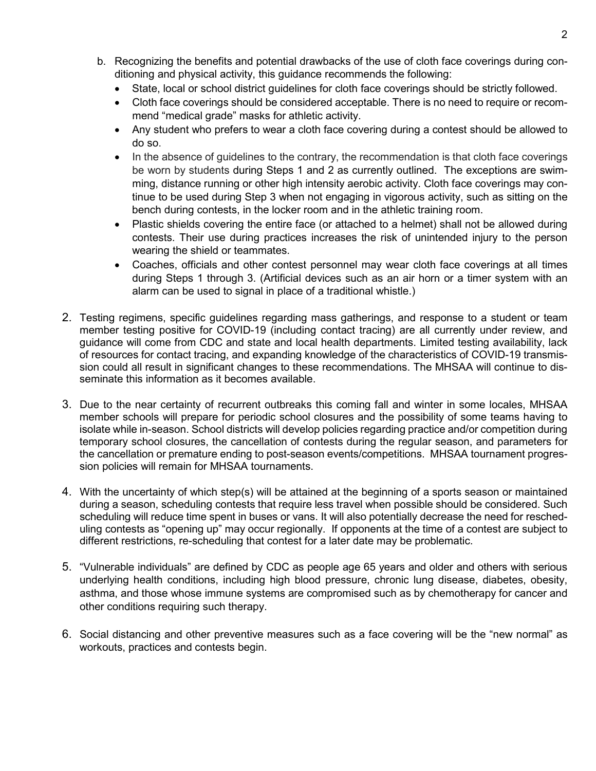b. Recognizing the benefits and potential drawbacks of the use of cloth face coverings during conditioning and physical activity, this guidance recommends the following:
   - State, local or school district guidelines for cloth face coverings should be strictly followed.
   - Cloth face coverings should be considered acceptable. There is no need to require or recommend "medical grade" masks for athletic activity.
   - Any student who prefers to wear a cloth face covering during a contest should be allowed to do so.
   - In the absence of guidelines to the contrary, the recommendation is that cloth face coverings be worn by students during Steps 1 and 2 as currently outlined. The exceptions are swimming, distance running or other high intensity aerobic activity. Cloth face coverings may continue to be used during Step 3 when not engaging in vigorous activity, such as sitting on the bench during contests, in the locker room and in the athletic training room.
   - Plastic shields covering the entire face (or attached to a helmet) shall not be allowed during contests. Their use during practices increases the risk of unintended injury to the person wearing the shield or teammates.
   - Coaches, officials and other contest personnel may wear cloth face coverings at all times during Steps 1 through 3. (Artificial devices such as an air horn or a timer system with an alarm can be used to signal in place of a traditional whistle.)

2. Testing regimens, specific guidelines regarding mass gatherings, and response to a student or team member testing positive for COVID-19 (including contact tracing) are all currently under review, and guidance will come from CDC and state and local health departments. Limited testing availability, lack of resources for contact tracing, and expanding knowledge of the characteristics of COVID-19 transmission could all result in significant changes to these recommendations. The MHSAA will continue to disseminate this information as it becomes available.

3. Due to the near certainty of recurrent outbreaks this coming fall and winter in some locales, MHSAA member schools will prepare for periodic school closures and the possibility of some teams having to isolate while in-season. School districts will develop policies regarding practice and/or competition during temporary school closures, the cancellation of contests during the regular season, and parameters for the cancellation or premature ending to post-season events/competitions. MHSAA tournament progression policies will remain for MHSAA tournaments.

4. With the uncertainty of which step(s) will be attained at the beginning of a sports season or maintained during a season, scheduling contests that require less travel when possible should be considered. Such scheduling will reduce time spent in buses or vans. It will also potentially decrease the need for rescheduling contests as "opening up" may occur regionally. If opponents at the time of a contest are subject to different restrictions, re-scheduling that contest for a later date may be problematic.

5. "Vulnerable individuals" are defined by CDC as people age 65 years and older and others with serious underlying health conditions, including high blood pressure, chronic lung disease, diabetes, obesity, asthma, and those whose immune systems are compromised such as by chemotherapy for cancer and other conditions requiring such therapy.

6. Social distancing and other preventive measures such as a face covering will be the "new normal" as workouts, practices and contests begin.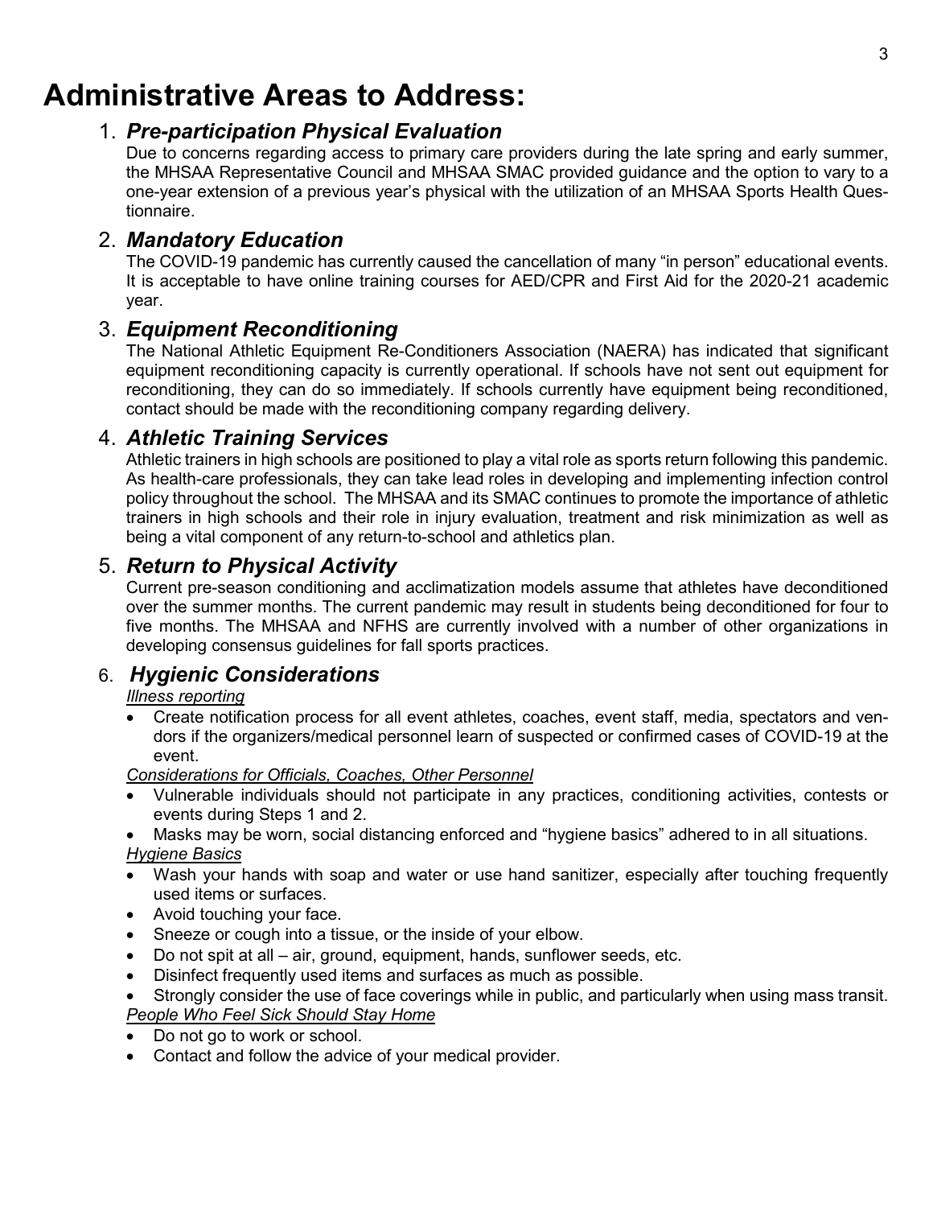# Administrative Areas to Address:

## 1. *Pre-participation Physical Evaluation*

Due to concerns regarding access to primary care providers during the late spring and early summer, the MHSAA Representative Council and MHSAA SMAC provided guidance and the option to vary to a one-year extension of a previous year's physical with the utilization of an MHSAA Sports Health Questionnaire.

## 2. *Mandatory Education*

The COVID-19 pandemic has currently caused the cancellation of many "in person" educational events. It is acceptable to have online training courses for AED/CPR and First Aid for the 2020-21 academic year.

## 3. *Equipment Reconditioning*

The National Athletic Equipment Re-Conditioners Association (NAERA) has indicated that significant equipment reconditioning capacity is currently operational. If schools have not sent out equipment for reconditioning, they can do so immediately. If schools currently have equipment being reconditioned, contact should be made with the reconditioning company regarding delivery.

## 4. *Athletic Training Services*

Athletic trainers in high schools are positioned to play a vital role as sports return following this pandemic. As health-care professionals, they can take lead roles in developing and implementing infection control policy throughout the school. The MHSAA and its SMAC continues to promote the importance of athletic trainers in high schools and their role in injury evaluation, treatment and risk minimization as well as being a vital component of any return-to-school and athletics plan.

## 5. *Return to Physical Activity*

Current pre-season conditioning and acclimatization models assume that athletes have deconditioned over the summer months. The current pandemic may result in students being deconditioned for four to five months. The MHSAA and NFHS are currently involved with a number of other organizations in developing consensus guidelines for fall sports practices.

## 6. *Hygienic Considerations*

*Illness reporting*

- Create notification process for all event athletes, coaches, event staff, media, spectators and vendors if the organizers/medical personnel learn of suspected or confirmed cases of COVID-19 at the event.

*Considerations for Officials, Coaches, Other Personnel*

- Vulnerable individuals should not participate in any practices, conditioning activities, contests or events during Steps 1 and 2.
- Masks may be worn, social distancing enforced and "hygiene basics" adhered to in all situations.

*Hygiene Basics*

- Wash your hands with soap and water or use hand sanitizer, especially after touching frequently used items or surfaces.
- Avoid touching your face.
- Sneeze or cough into a tissue, or the inside of your elbow.
- Do not spit at all – air, ground, equipment, hands, sunflower seeds, etc.
- Disinfect frequently used items and surfaces as much as possible.
- Strongly consider the use of face coverings while in public, and particularly when using mass transit.

*People Who Feel Sick Should Stay Home*

- Do not go to work or school.
- Contact and follow the advice of your medical provider.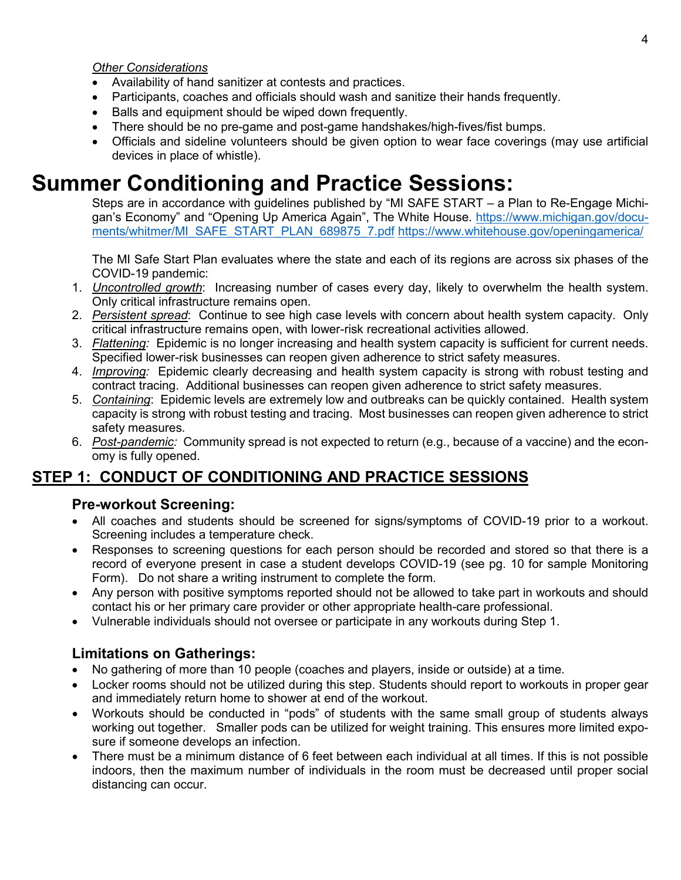*Other Considerations*

- Availability of hand sanitizer at contests and practices.
- Participants, coaches and officials should wash and sanitize their hands frequently.
- Balls and equipment should be wiped down frequently.
- There should be no pre-game and post-game handshakes/high-fives/fist bumps.
- Officials and sideline volunteers should be given option to wear face coverings (may use artificial devices in place of whistle).

# Summer Conditioning and Practice Sessions:

Steps are in accordance with guidelines published by "MI SAFE START – a Plan to Re-Engage Michigan's Economy" and "Opening Up America Again", The White House. https://www.michigan.gov/documents/whitmer/MI_SAFE_START_PLAN_689875_7.pdf https://www.whitehouse.gov/openingamerica/

The MI Safe Start Plan evaluates where the state and each of its regions are across six phases of the COVID-19 pandemic:

1. *Uncontrolled growth*: Increasing number of cases every day, likely to overwhelm the health system. Only critical infrastructure remains open.
2. *Persistent spread*: Continue to see high case levels with concern about health system capacity. Only critical infrastructure remains open, with lower-risk recreational activities allowed.
3. *Flattening:* Epidemic is no longer increasing and health system capacity is sufficient for current needs. Specified lower-risk businesses can reopen given adherence to strict safety measures.
4. *Improving:* Epidemic clearly decreasing and health system capacity is strong with robust testing and contract tracing. Additional businesses can reopen given adherence to strict safety measures.
5. *Containing*: Epidemic levels are extremely low and outbreaks can be quickly contained. Health system capacity is strong with robust testing and tracing. Most businesses can reopen given adherence to strict safety measures.
6. *Post-pandemic:* Community spread is not expected to return (e.g., because of a vaccine) and the economy is fully opened.

## STEP 1: CONDUCT OF CONDITIONING AND PRACTICE SESSIONS

### Pre-workout Screening:

- All coaches and students should be screened for signs/symptoms of COVID-19 prior to a workout. Screening includes a temperature check.
- Responses to screening questions for each person should be recorded and stored so that there is a record of everyone present in case a student develops COVID-19 (see pg. 10 for sample Monitoring Form). Do not share a writing instrument to complete the form.
- Any person with positive symptoms reported should not be allowed to take part in workouts and should contact his or her primary care provider or other appropriate health-care professional.
- Vulnerable individuals should not oversee or participate in any workouts during Step 1.

### Limitations on Gatherings:

- No gathering of more than 10 people (coaches and players, inside or outside) at a time.
- Locker rooms should not be utilized during this step. Students should report to workouts in proper gear and immediately return home to shower at end of the workout.
- Workouts should be conducted in "pods" of students with the same small group of students always working out together. Smaller pods can be utilized for weight training. This ensures more limited exposure if someone develops an infection.
- There must be a minimum distance of 6 feet between each individual at all times. If this is not possible indoors, then the maximum number of individuals in the room must be decreased until proper social distancing can occur.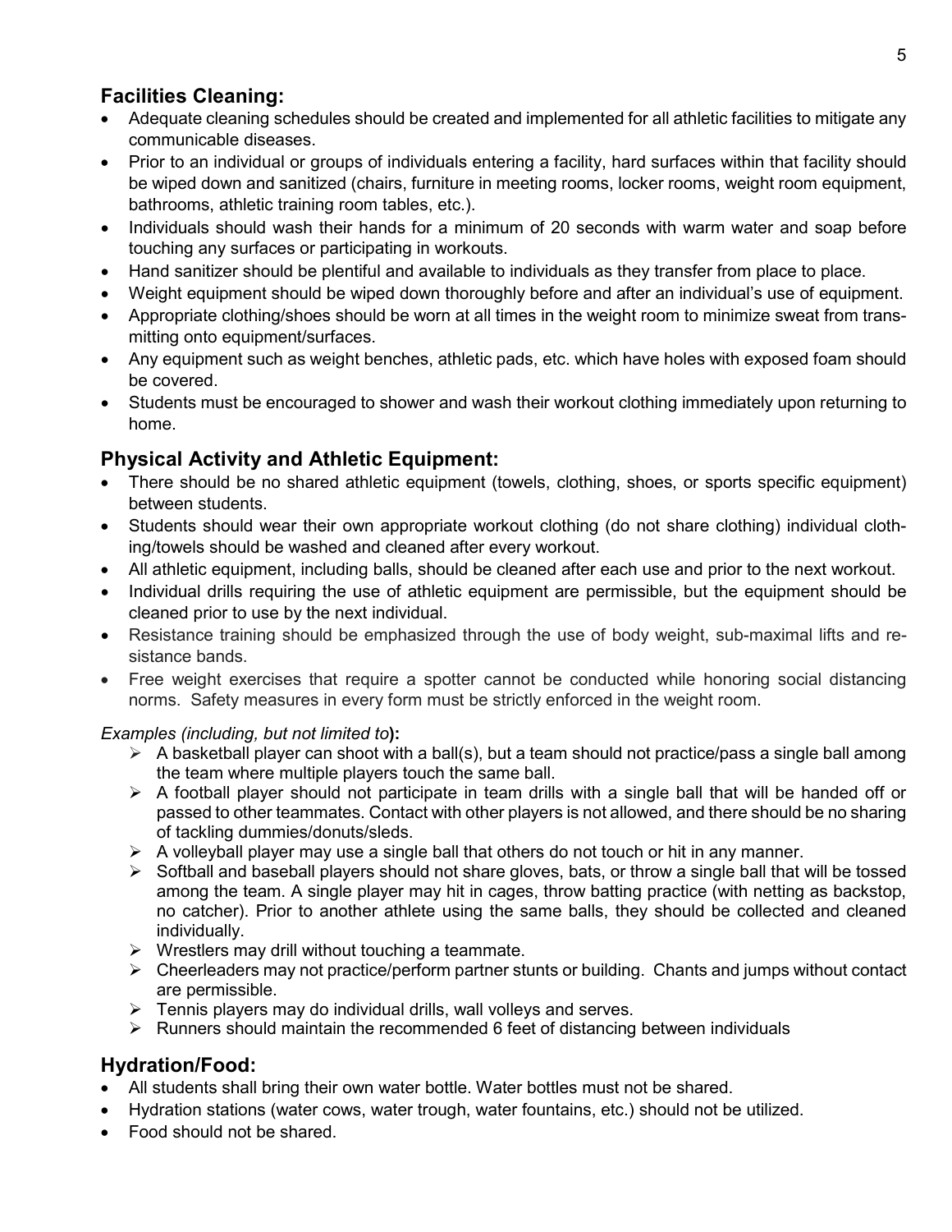## Facilities Cleaning:

- Adequate cleaning schedules should be created and implemented for all athletic facilities to mitigate any communicable diseases.
- Prior to an individual or groups of individuals entering a facility, hard surfaces within that facility should be wiped down and sanitized (chairs, furniture in meeting rooms, locker rooms, weight room equipment, bathrooms, athletic training room tables, etc.).
- Individuals should wash their hands for a minimum of 20 seconds with warm water and soap before touching any surfaces or participating in workouts.
- Hand sanitizer should be plentiful and available to individuals as they transfer from place to place.
- Weight equipment should be wiped down thoroughly before and after an individual's use of equipment.
- Appropriate clothing/shoes should be worn at all times in the weight room to minimize sweat from transmitting onto equipment/surfaces.
- Any equipment such as weight benches, athletic pads, etc. which have holes with exposed foam should be covered.
- Students must be encouraged to shower and wash their workout clothing immediately upon returning to home.

## Physical Activity and Athletic Equipment:

- There should be no shared athletic equipment (towels, clothing, shoes, or sports specific equipment) between students.
- Students should wear their own appropriate workout clothing (do not share clothing) individual clothing/towels should be washed and cleaned after every workout.
- All athletic equipment, including balls, should be cleaned after each use and prior to the next workout.
- Individual drills requiring the use of athletic equipment are permissible, but the equipment should be cleaned prior to use by the next individual.
- Resistance training should be emphasized through the use of body weight, sub-maximal lifts and resistance bands.
- Free weight exercises that require a spotter cannot be conducted while honoring social distancing norms. Safety measures in every form must be strictly enforced in the weight room.

*Examples (including, but not limited to)***:**

- A basketball player can shoot with a ball(s), but a team should not practice/pass a single ball among the team where multiple players touch the same ball.
- A football player should not participate in team drills with a single ball that will be handed off or passed to other teammates. Contact with other players is not allowed, and there should be no sharing of tackling dummies/donuts/sleds.
- A volleyball player may use a single ball that others do not touch or hit in any manner.
- Softball and baseball players should not share gloves, bats, or throw a single ball that will be tossed among the team. A single player may hit in cages, throw batting practice (with netting as backstop, no catcher). Prior to another athlete using the same balls, they should be collected and cleaned individually.
- Wrestlers may drill without touching a teammate.
- Cheerleaders may not practice/perform partner stunts or building. Chants and jumps without contact are permissible.
- Tennis players may do individual drills, wall volleys and serves.
- Runners should maintain the recommended 6 feet of distancing between individuals

## Hydration/Food:

- All students shall bring their own water bottle. Water bottles must not be shared.
- Hydration stations (water cows, water trough, water fountains, etc.) should not be utilized.
- Food should not be shared.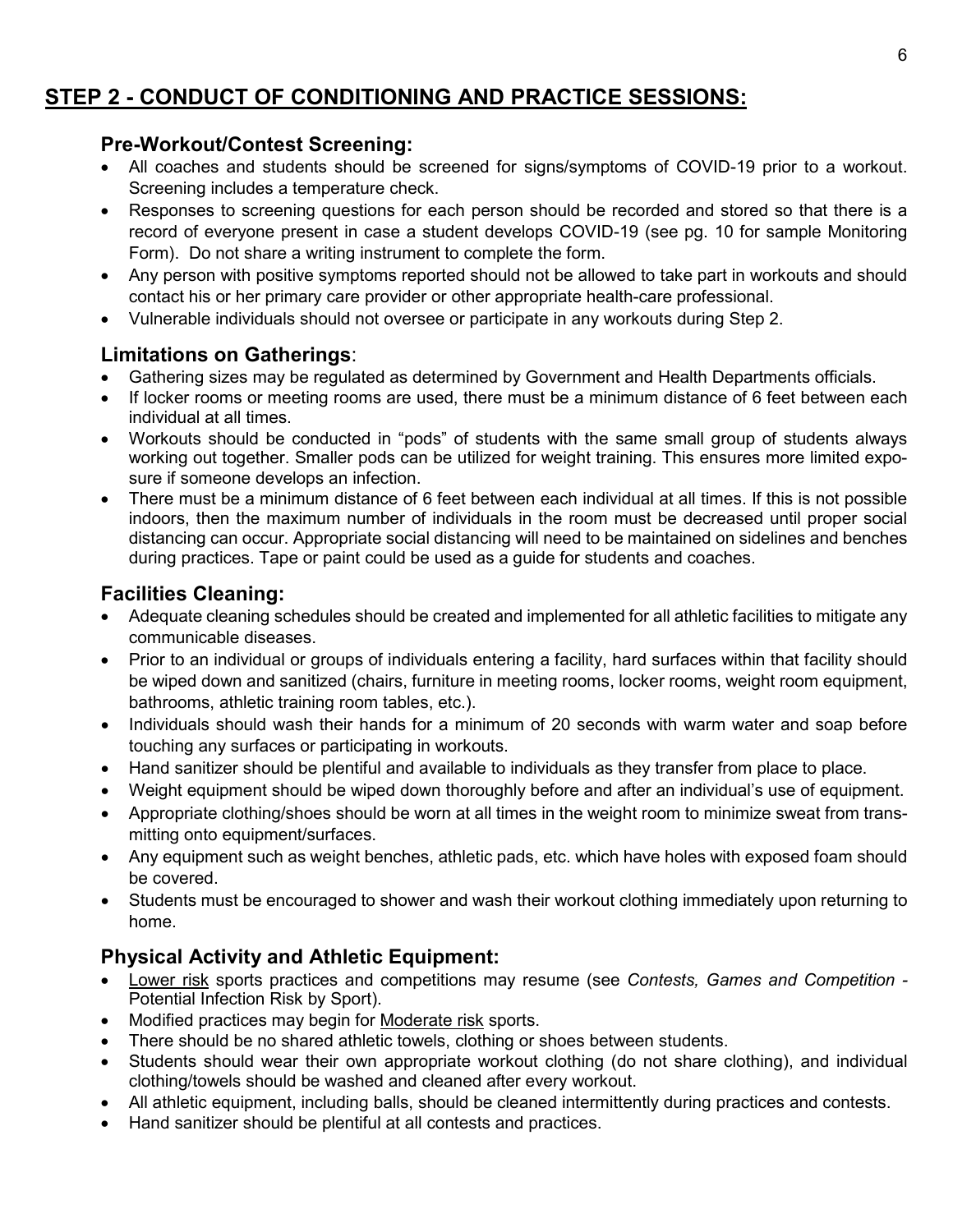## STEP 2 - CONDUCT OF CONDITIONING AND PRACTICE SESSIONS:

### Pre-Workout/Contest Screening:

- All coaches and students should be screened for signs/symptoms of COVID-19 prior to a workout. Screening includes a temperature check.
- Responses to screening questions for each person should be recorded and stored so that there is a record of everyone present in case a student develops COVID-19 (see pg. 10 for sample Monitoring Form). Do not share a writing instrument to complete the form.
- Any person with positive symptoms reported should not be allowed to take part in workouts and should contact his or her primary care provider or other appropriate health-care professional.
- Vulnerable individuals should not oversee or participate in any workouts during Step 2.

### Limitations on Gatherings:

- Gathering sizes may be regulated as determined by Government and Health Departments officials.
- If locker rooms or meeting rooms are used, there must be a minimum distance of 6 feet between each individual at all times.
- Workouts should be conducted in "pods" of students with the same small group of students always working out together. Smaller pods can be utilized for weight training. This ensures more limited exposure if someone develops an infection.
- There must be a minimum distance of 6 feet between each individual at all times. If this is not possible indoors, then the maximum number of individuals in the room must be decreased until proper social distancing can occur. Appropriate social distancing will need to be maintained on sidelines and benches during practices. Tape or paint could be used as a guide for students and coaches.

### Facilities Cleaning:

- Adequate cleaning schedules should be created and implemented for all athletic facilities to mitigate any communicable diseases.
- Prior to an individual or groups of individuals entering a facility, hard surfaces within that facility should be wiped down and sanitized (chairs, furniture in meeting rooms, locker rooms, weight room equipment, bathrooms, athletic training room tables, etc.).
- Individuals should wash their hands for a minimum of 20 seconds with warm water and soap before touching any surfaces or participating in workouts.
- Hand sanitizer should be plentiful and available to individuals as they transfer from place to place.
- Weight equipment should be wiped down thoroughly before and after an individual's use of equipment.
- Appropriate clothing/shoes should be worn at all times in the weight room to minimize sweat from transmitting onto equipment/surfaces.
- Any equipment such as weight benches, athletic pads, etc. which have holes with exposed foam should be covered.
- Students must be encouraged to shower and wash their workout clothing immediately upon returning to home.

### Physical Activity and Athletic Equipment:

- Lower risk sports practices and competitions may resume (see *Contests, Games and Competition -* Potential Infection Risk by Sport).
- Modified practices may begin for Moderate risk sports.
- There should be no shared athletic towels, clothing or shoes between students.
- Students should wear their own appropriate workout clothing (do not share clothing), and individual clothing/towels should be washed and cleaned after every workout.
- All athletic equipment, including balls, should be cleaned intermittently during practices and contests.
- Hand sanitizer should be plentiful at all contests and practices.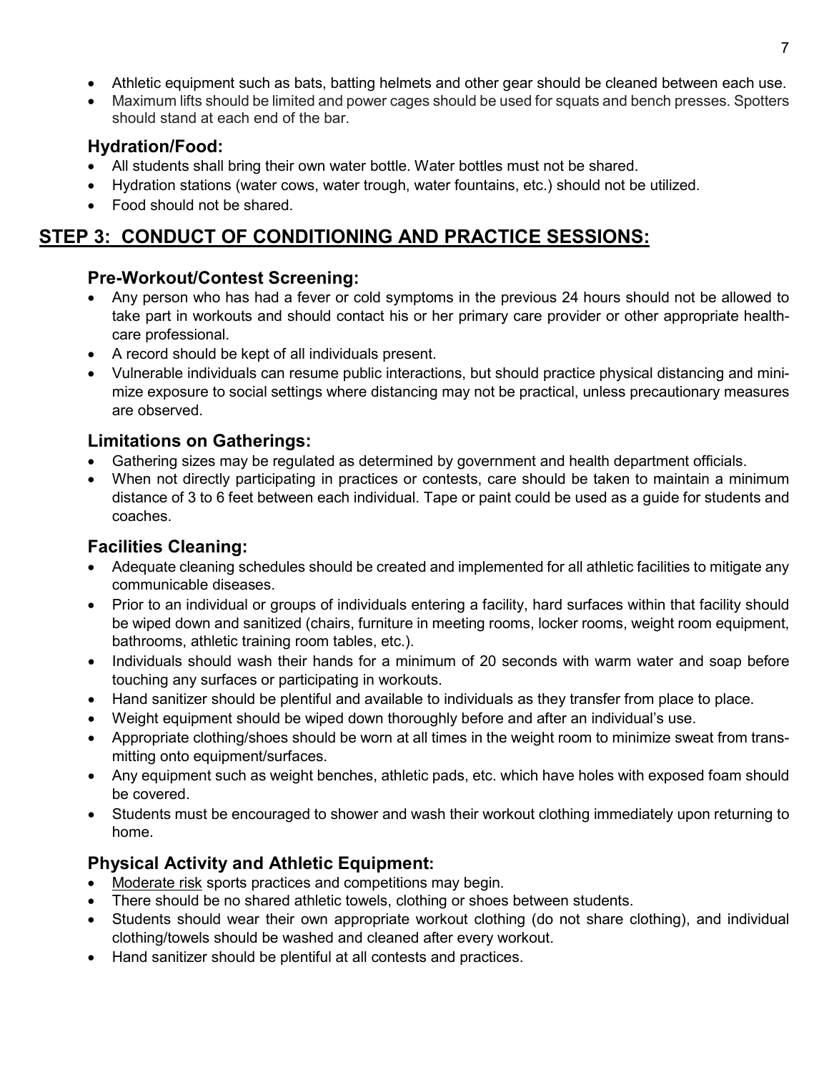- Athletic equipment such as bats, batting helmets and other gear should be cleaned between each use.
- Maximum lifts should be limited and power cages should be used for squats and bench presses. Spotters should stand at each end of the bar.

### Hydration/Food:

- All students shall bring their own water bottle. Water bottles must not be shared.
- Hydration stations (water cows, water trough, water fountains, etc.) should not be utilized.
- Food should not be shared.

## STEP 3: CONDUCT OF CONDITIONING AND PRACTICE SESSIONS:

### Pre-Workout/Contest Screening:

- Any person who has had a fever or cold symptoms in the previous 24 hours should not be allowed to take part in workouts and should contact his or her primary care provider or other appropriate health-care professional.
- A record should be kept of all individuals present.
- Vulnerable individuals can resume public interactions, but should practice physical distancing and minimize exposure to social settings where distancing may not be practical, unless precautionary measures are observed.

### Limitations on Gatherings:

- Gathering sizes may be regulated as determined by government and health department officials.
- When not directly participating in practices or contests, care should be taken to maintain a minimum distance of 3 to 6 feet between each individual. Tape or paint could be used as a guide for students and coaches.

### Facilities Cleaning:

- Adequate cleaning schedules should be created and implemented for all athletic facilities to mitigate any communicable diseases.
- Prior to an individual or groups of individuals entering a facility, hard surfaces within that facility should be wiped down and sanitized (chairs, furniture in meeting rooms, locker rooms, weight room equipment, bathrooms, athletic training room tables, etc.).
- Individuals should wash their hands for a minimum of 20 seconds with warm water and soap before touching any surfaces or participating in workouts.
- Hand sanitizer should be plentiful and available to individuals as they transfer from place to place.
- Weight equipment should be wiped down thoroughly before and after an individual's use.
- Appropriate clothing/shoes should be worn at all times in the weight room to minimize sweat from transmitting onto equipment/surfaces.
- Any equipment such as weight benches, athletic pads, etc. which have holes with exposed foam should be covered.
- Students must be encouraged to shower and wash their workout clothing immediately upon returning to home.

### Physical Activity and Athletic Equipment:

- Moderate risk sports practices and competitions may begin.
- There should be no shared athletic towels, clothing or shoes between students.
- Students should wear their own appropriate workout clothing (do not share clothing), and individual clothing/towels should be washed and cleaned after every workout.
- Hand sanitizer should be plentiful at all contests and practices.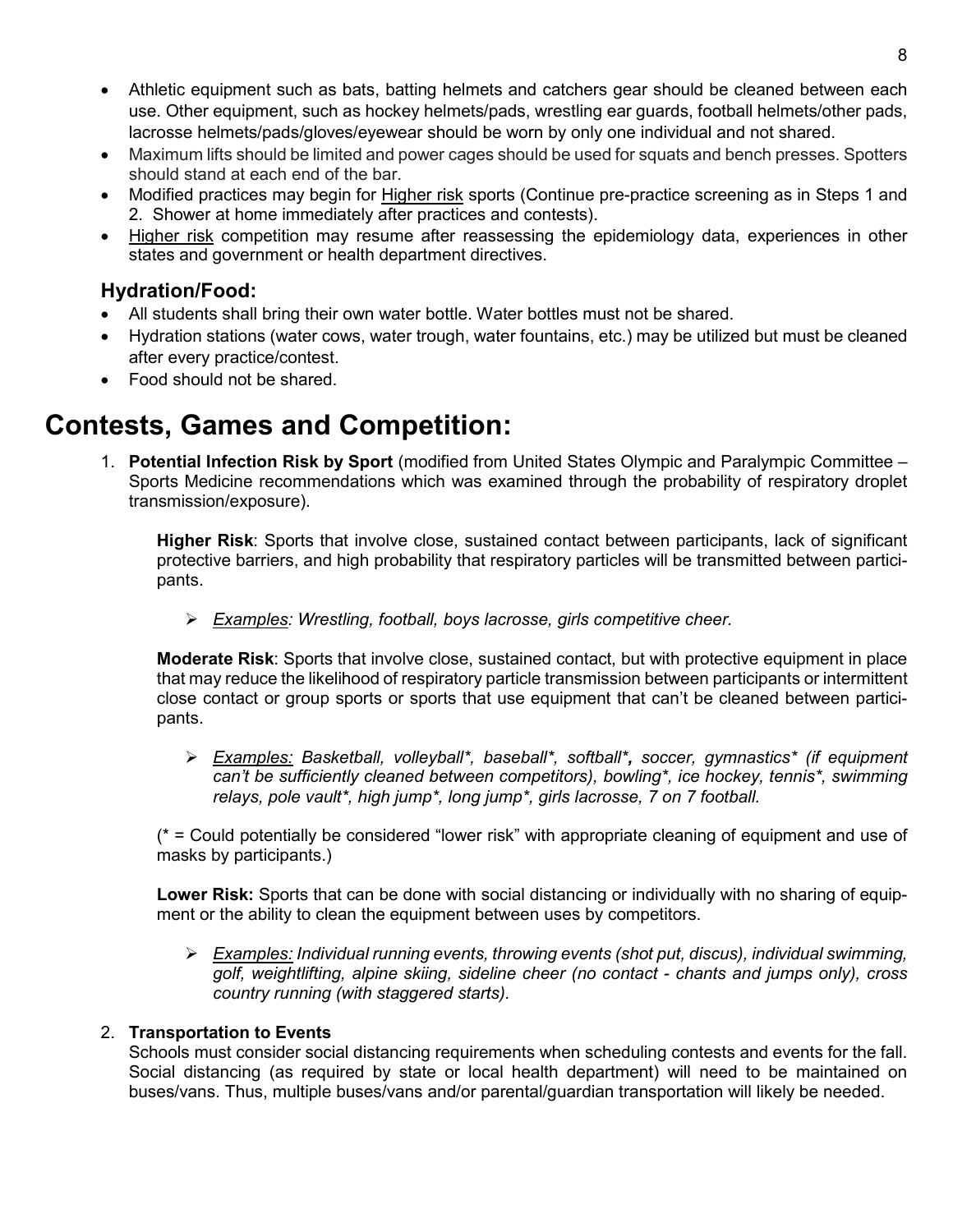- Athletic equipment such as bats, batting helmets and catchers gear should be cleaned between each use. Other equipment, such as hockey helmets/pads, wrestling ear guards, football helmets/other pads, lacrosse helmets/pads/gloves/eyewear should be worn by only one individual and not shared.
- Maximum lifts should be limited and power cages should be used for squats and bench presses. Spotters should stand at each end of the bar.
- Modified practices may begin for <u>Higher risk</u> sports (Continue pre-practice screening as in Steps 1 and 2. Shower at home immediately after practices and contests).
- <u>Higher risk</u> competition may resume after reassessing the epidemiology data, experiences in other states and government or health department directives.

### Hydration/Food:

- All students shall bring their own water bottle. Water bottles must not be shared.
- Hydration stations (water cows, water trough, water fountains, etc.) may be utilized but must be cleaned after every practice/contest.
- Food should not be shared.

# Contests, Games and Competition:

1. **Potential Infection Risk by Sport** (modified from United States Olympic and Paralympic Committee – Sports Medicine recommendations which was examined through the probability of respiratory droplet transmission/exposure).

   **Higher Risk**: Sports that involve close, sustained contact between participants, lack of significant protective barriers, and high probability that respiratory particles will be transmitted between participants.

   - *<u>Examples</u>: Wrestling, football, boys lacrosse, girls competitive cheer.*

   **Moderate Risk**: Sports that involve close, sustained contact, but with protective equipment in place that may reduce the likelihood of respiratory particle transmission between participants or intermittent close contact or group sports or sports that use equipment that can't be cleaned between participants.

   - *<u>Examples:</u> Basketball, volleyball*, baseball*, softball*, soccer, gymnastics* (if equipment can't be sufficiently cleaned between competitors), bowling*, ice hockey, tennis*, swimming relays, pole vault*, high jump*, long jump*, girls lacrosse, 7 on 7 football.*

   (* = Could potentially be considered "lower risk" with appropriate cleaning of equipment and use of masks by participants.)

   **Lower Risk:** Sports that can be done with social distancing or individually with no sharing of equipment or the ability to clean the equipment between uses by competitors.

   - *<u>Examples:</u> Individual running events, throwing events (shot put, discus), individual swimming, golf, weightlifting, alpine skiing, sideline cheer (no contact - chants and jumps only), cross country running (with staggered starts).*

2. **Transportation to Events**
   Schools must consider social distancing requirements when scheduling contests and events for the fall. Social distancing (as required by state or local health department) will need to be maintained on buses/vans. Thus, multiple buses/vans and/or parental/guardian transportation will likely be needed.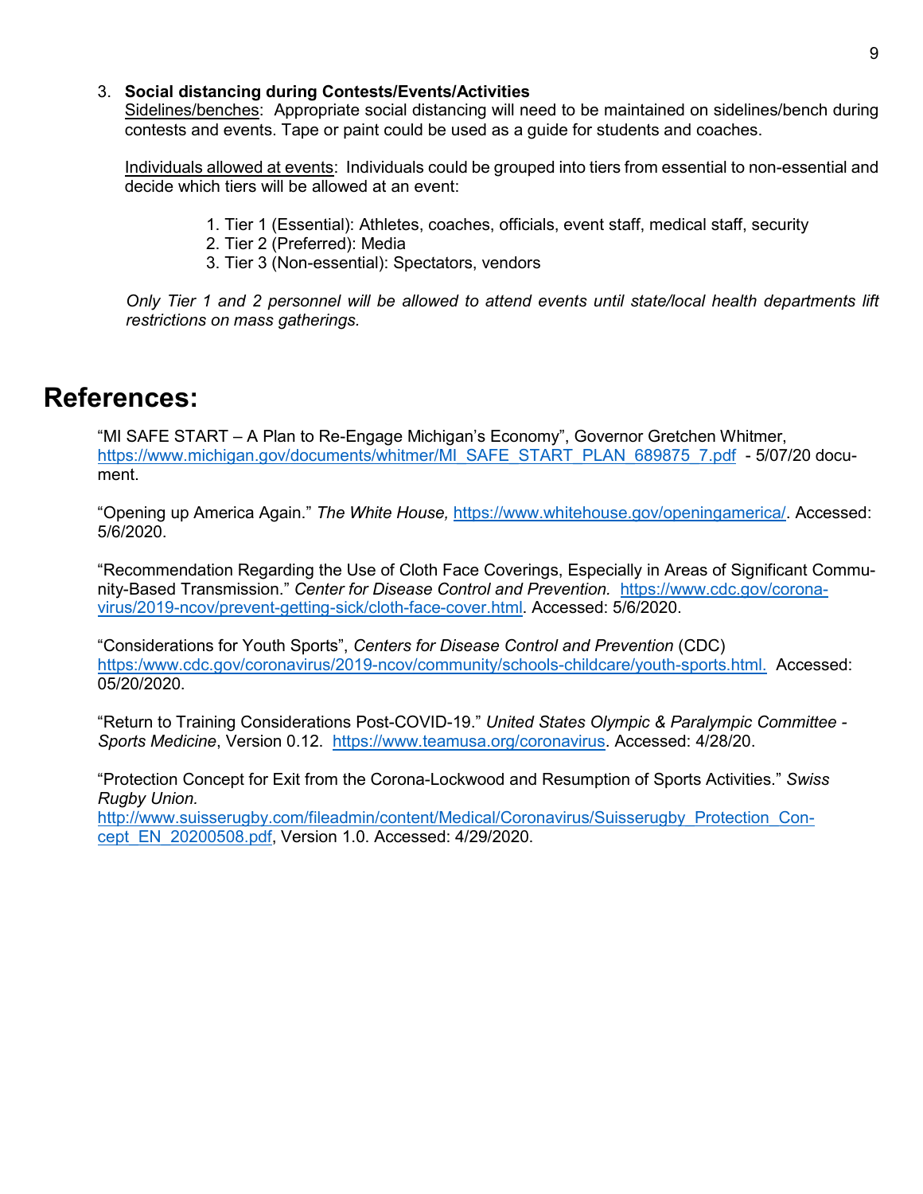3. **Social distancing during Contests/Events/Activities**

   Sidelines/benches: Appropriate social distancing will need to be maintained on sidelines/bench during contests and events. Tape or paint could be used as a guide for students and coaches.

   Individuals allowed at events: Individuals could be grouped into tiers from essential to non-essential and decide which tiers will be allowed at an event:

   1. Tier 1 (Essential): Athletes, coaches, officials, event staff, medical staff, security
   2. Tier 2 (Preferred): Media
   3. Tier 3 (Non-essential): Spectators, vendors

   *Only Tier 1 and 2 personnel will be allowed to attend events until state/local health departments lift restrictions on mass gatherings.*

# References:

"MI SAFE START – A Plan to Re-Engage Michigan's Economy", Governor Gretchen Whitmer, https://www.michigan.gov/documents/whitmer/MI_SAFE_START_PLAN_689875_7.pdf - 5/07/20 document.

"Opening up America Again." *The White House,* https://www.whitehouse.gov/openingamerica/. Accessed: 5/6/2020.

"Recommendation Regarding the Use of Cloth Face Coverings, Especially in Areas of Significant Community-Based Transmission." *Center for Disease Control and Prevention.* https://www.cdc.gov/coronavirus/2019-ncov/prevent-getting-sick/cloth-face-cover.html. Accessed: 5/6/2020.

"Considerations for Youth Sports", *Centers for Disease Control and Prevention* (CDC) https:/www.cdc.gov/coronavirus/2019-ncov/community/schools-childcare/youth-sports.html. Accessed: 05/20/2020.

"Return to Training Considerations Post-COVID-19." *United States Olympic & Paralympic Committee - Sports Medicine*, Version 0.12. https://www.teamusa.org/coronavirus. Accessed: 4/28/20.

"Protection Concept for Exit from the Corona-Lockwood and Resumption of Sports Activities." *Swiss Rugby Union.* http://www.suisserugby.com/fileadmin/content/Medical/Coronavirus/Suisserugby_Protection_Concept_EN_20200508.pdf, Version 1.0. Accessed: 4/29/2020.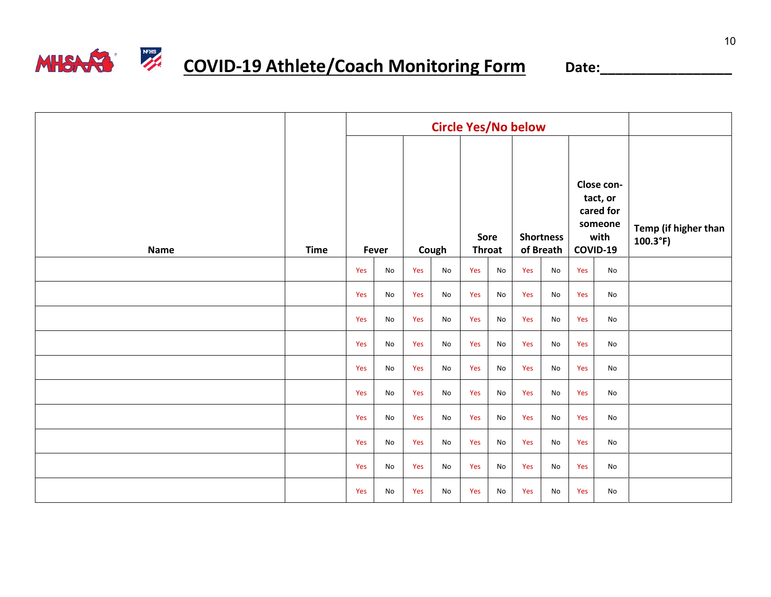# COVID-19 Athlete/Coach Monitoring Form

**Date:________________**

| Name | Time | Circle Yes/No below | | | | | | | | | | |
|---|---|---|---|---|---|---|---|---|---|---|---|---|
| | | Fever | | Cough | | Sore Throat | | Shortness of Breath | | Close contact, or cared for someone with COVID-19 | | Temp (if higher than 100.3°F) |
| | | Yes | No | Yes | No | Yes | No | Yes | No | Yes | No | |
| | | Yes | No | Yes | No | Yes | No | Yes | No | Yes | No | |
| | | Yes | No | Yes | No | Yes | No | Yes | No | Yes | No | |
| | | Yes | No | Yes | No | Yes | No | Yes | No | Yes | No | |
| | | Yes | No | Yes | No | Yes | No | Yes | No | Yes | No | |
| | | Yes | No | Yes | No | Yes | No | Yes | No | Yes | No | |
| | | Yes | No | Yes | No | Yes | No | Yes | No | Yes | No | |
| | | Yes | No | Yes | No | Yes | No | Yes | No | Yes | No | |
| | | Yes | No | Yes | No | Yes | No | Yes | No | Yes | No | |
| | | Yes | No | Yes | No | Yes | No | Yes | No | Yes | No | |